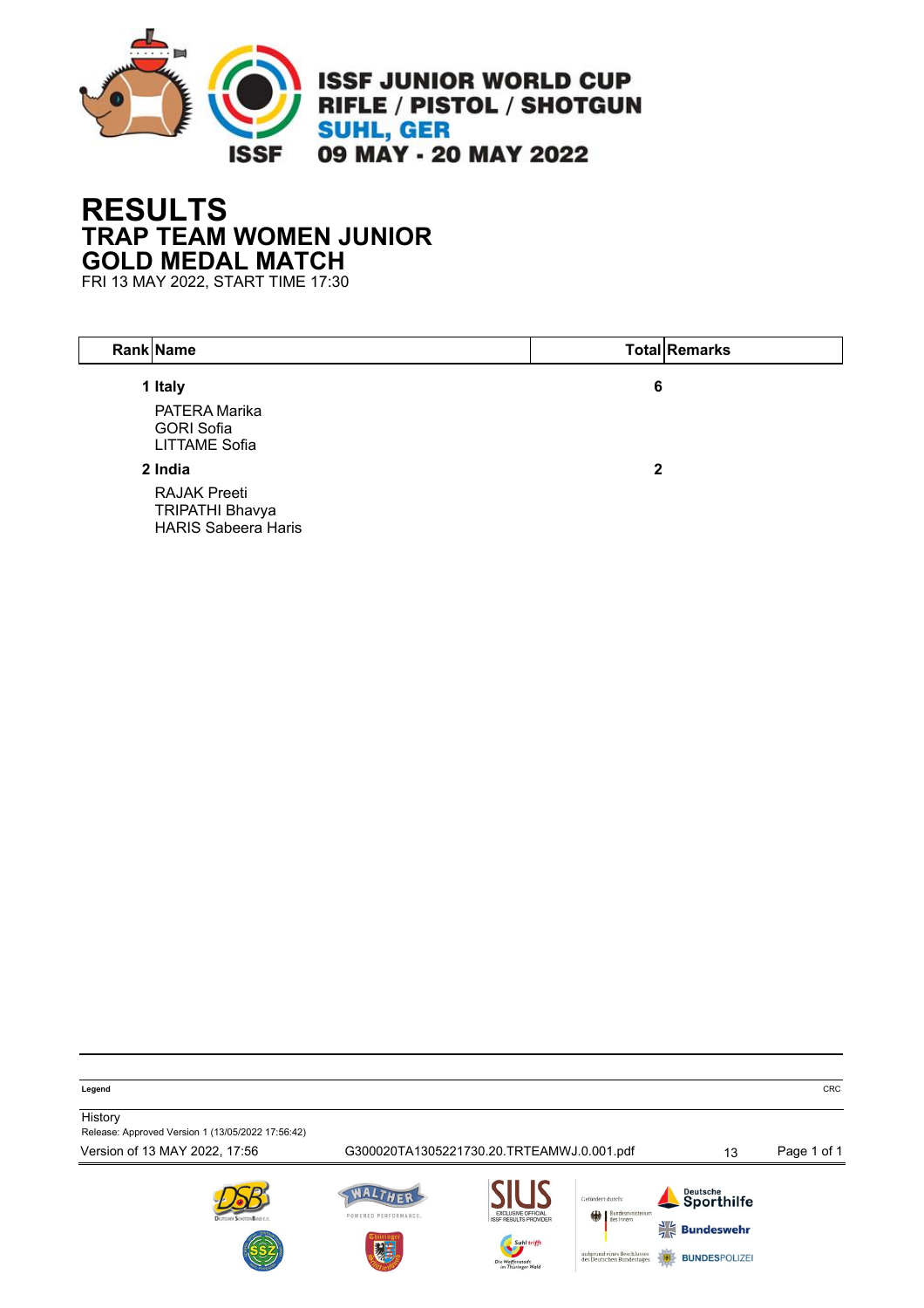ISSF JUNIOR WORLD CUP
RIFLE / PISTOL / SHOTGUN
SUHL, GER
09 MAY - 20 MAY 2022

# RESULTS
## TRAP TEAM WOMEN JUNIOR
## GOLD MEDAL MATCH
FRI 13 MAY 2022, START TIME 17:30

| Rank | Name | Total | Remarks |
|---|---|---|---|
| 1 | **Italy** | **6** | |
| | PATERA Marika<br>GORI Sofia<br>LITTAME Sofia | | |
| 2 | **India** | **2** | |
| | RAJAK Preeti<br>TRIPATHI Bhavya<br>HARIS Sabeera Haris | | |

**Legend**

CRC

History
Release: Approved Version 1 (13/05/2022 17:56:42)

Version of 13 MAY 2022, 17:56 G300020TA1305221730.20.TRTEAMWJ.0.001.pdf 13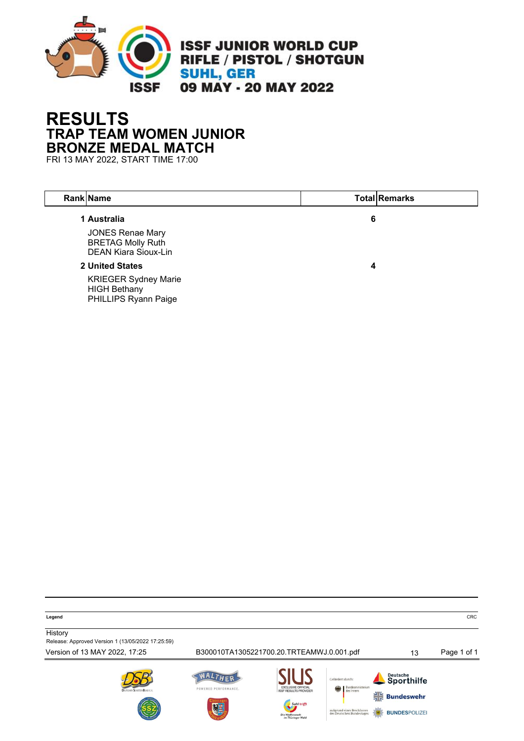ISSF JUNIOR WORLD CUP
RIFLE / PISTOL / SHOTGUN
SUHL, GER
09 MAY - 20 MAY 2022

# RESULTS
## TRAP TEAM WOMEN JUNIOR
## BRONZE MEDAL MATCH

FRI 13 MAY 2022, START TIME 17:00

| Rank | Name | Total | Remarks |
|---|---|---|---|
| **1** | **Australia** | **6** | |
| | JONES Renae Mary | | |
| | BRETAG Molly Ruth | | |
| | DEAN Kiara Sioux-Lin | | |
| **2** | **United States** | **4** | |
| | KRIEGER Sydney Marie | | |
| | HIGH Bethany | | |
| | PHILLIPS Ryann Paige | | |

**Legend** CRC

History
Release: Approved Version 1 (13/05/2022 17:25:59)
Version of 13 MAY 2022, 17:25 B300010TA1305221700.20.TRTEAMWJ.0.001.pdf 13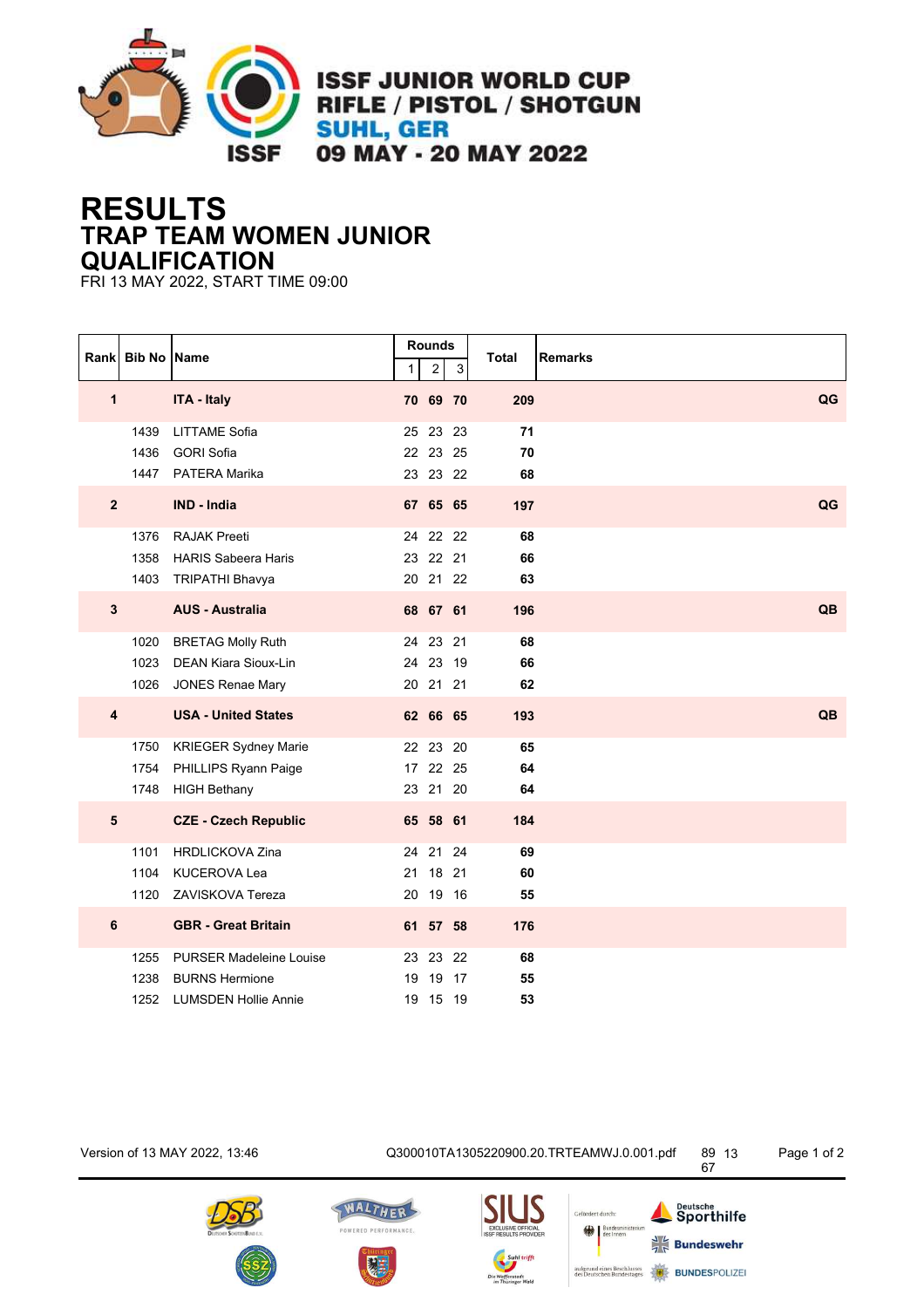# ISSF JUNIOR WORLD CUP
## RIFLE / PISTOL / SHOTGUN
## SUHL, GER
## 09 MAY - 20 MAY 2022

# RESULTS
## TRAP TEAM WOMEN JUNIOR
## QUALIFICATION

FRI 13 MAY 2022, START TIME 09:00

| Rank | Bib No | Name | Rounds 1 | 2 | 3 | Total | Remarks |
|---|---|---|---|---|---|---|---|
| **1** | | **ITA - Italy** | **70** | **69** | **70** | **209** | **QG** |
| | 1439 | LITTAME Sofia | 25 | 23 | 23 | **71** | |
| | 1436 | GORI Sofia | 22 | 23 | 25 | **70** | |
| | 1447 | PATERA Marika | 23 | 23 | 22 | **68** | |
| **2** | | **IND - India** | **67** | **65** | **65** | **197** | **QG** |
| | 1376 | RAJAK Preeti | 24 | 22 | 22 | **68** | |
| | 1358 | HARIS Sabeera Haris | 23 | 22 | 21 | **66** | |
| | 1403 | TRIPATHI Bhavya | 20 | 21 | 22 | **63** | |
| **3** | | **AUS - Australia** | **68** | **67** | **61** | **196** | **QB** |
| | 1020 | BRETAG Molly Ruth | 24 | 23 | 21 | **68** | |
| | 1023 | DEAN Kiara Sioux-Lin | 24 | 23 | 19 | **66** | |
| | 1026 | JONES Renae Mary | 20 | 21 | 21 | **62** | |
| **4** | | **USA - United States** | **62** | **66** | **65** | **193** | **QB** |
| | 1750 | KRIEGER Sydney Marie | 22 | 23 | 20 | **65** | |
| | 1754 | PHILLIPS Ryann Paige | 17 | 22 | 25 | **64** | |
| | 1748 | HIGH Bethany | 23 | 21 | 20 | **64** | |
| **5** | | **CZE - Czech Republic** | **65** | **58** | **61** | **184** | |
| | 1101 | HRDLICKOVA Zina | 24 | 21 | 24 | **69** | |
| | 1104 | KUCEROVA Lea | 21 | 18 | 21 | **60** | |
| | 1120 | ZAVISKOVA Tereza | 20 | 19 | 16 | **55** | |
| **6** | | **GBR - Great Britain** | **61** | **57** | **58** | **176** | |
| | 1255 | PURSER Madeleine Louise | 23 | 23 | 22 | **68** | |
| | 1238 | BURNS Hermione | 19 | 19 | 17 | **55** | |
| | 1252 | LUMSDEN Hollie Annie | 19 | 15 | 19 | **53** | |

Version of 13 MAY 2022, 13:46    Q300010TA1305220900.20.TRTEAMWJ.0.001.pdf    89 13 67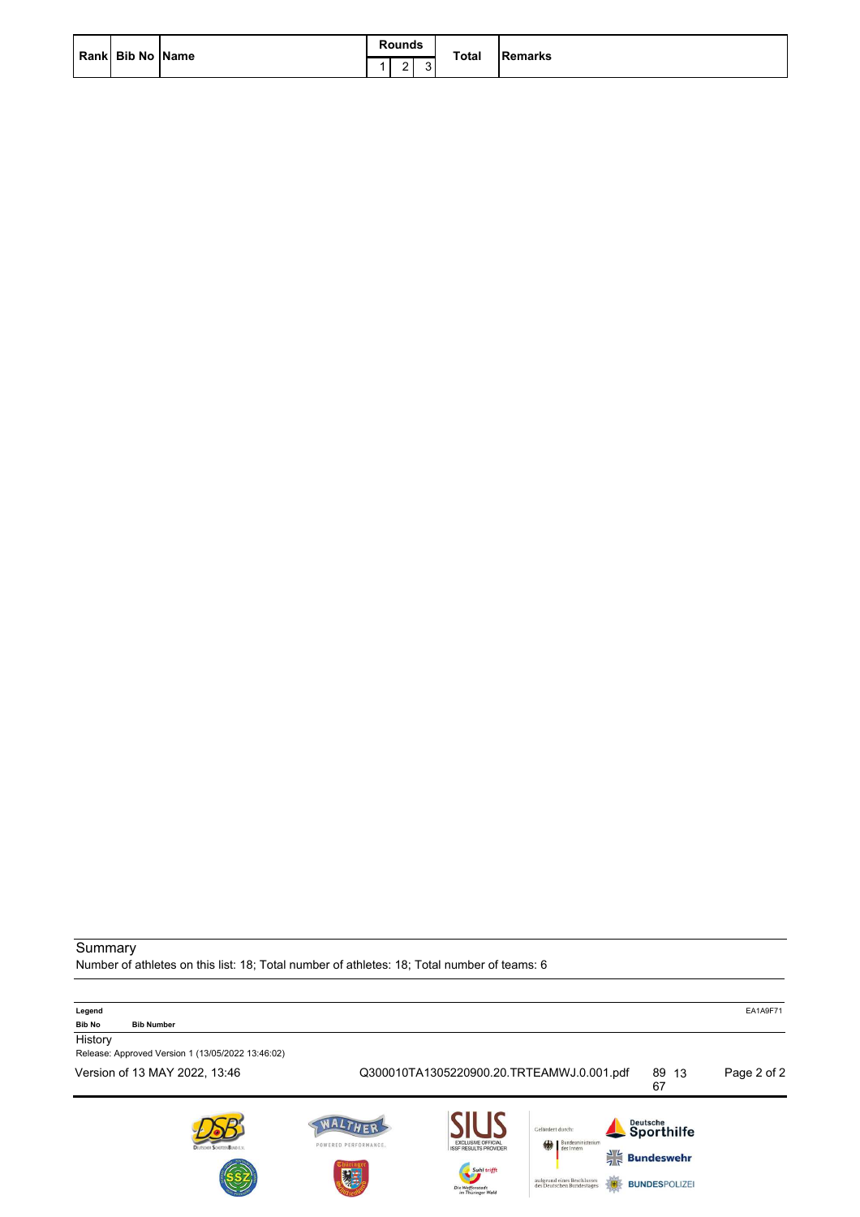| Rank | Bib No | Name | Rounds | | | Total | Remarks |
|---|---|---|---|---|---|---|---|
| | | | 1 | 2 | 3 | | |

Summary

Number of athletes on this list: 18; Total number of athletes: 18; Total number of teams: 6

**Legend**

**Bib No** **Bib Number**

History

Release: Approved Version 1 (13/05/2022 13:46:02)

Version of 13 MAY 2022, 13:46 Q300010TA1305220900.20.TRTEAMWJ.0.001.pdf 89 13 67